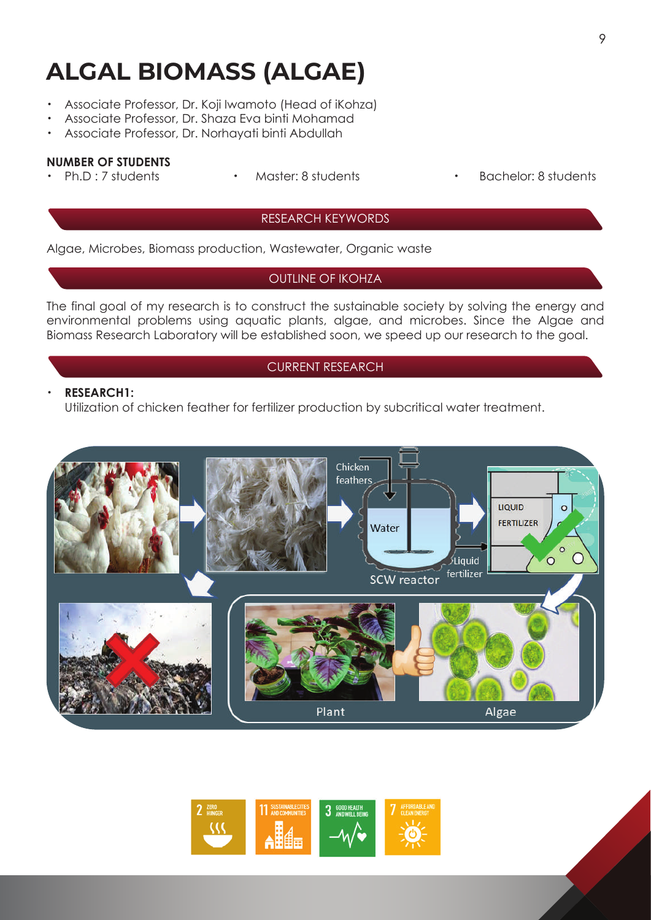# ALGAL BIOMASS (ALGAE)

- Associate Professor, Dr. Koji Iwamoto (Head of iKohza)
- Associate Professor, Dr. Shaza Eva binti Mohamad
- Associate Professor, Dr. Norhayati binti Abdullah

**NUMBER OF STUDENTS**

- Ph.D : 7 students
- Master: 8 students
- Bachelor: 8 students

## RESEARCH KEYWORDS

Algae, Microbes, Biomass production, Wastewater, Organic waste

## OUTLINE OF IKOHZA

The final goal of my research is to construct the sustainable society by solving the energy and environmental problems using aquatic plants, algae, and microbes. Since the Algae and Biomass Research Laboratory will be established soon, we speed up our research to the goal.

## CURRENT RESEARCH

- **RESEARCH1:**
  Utilization of chicken feather for fertilizer production by subcritical water treatment.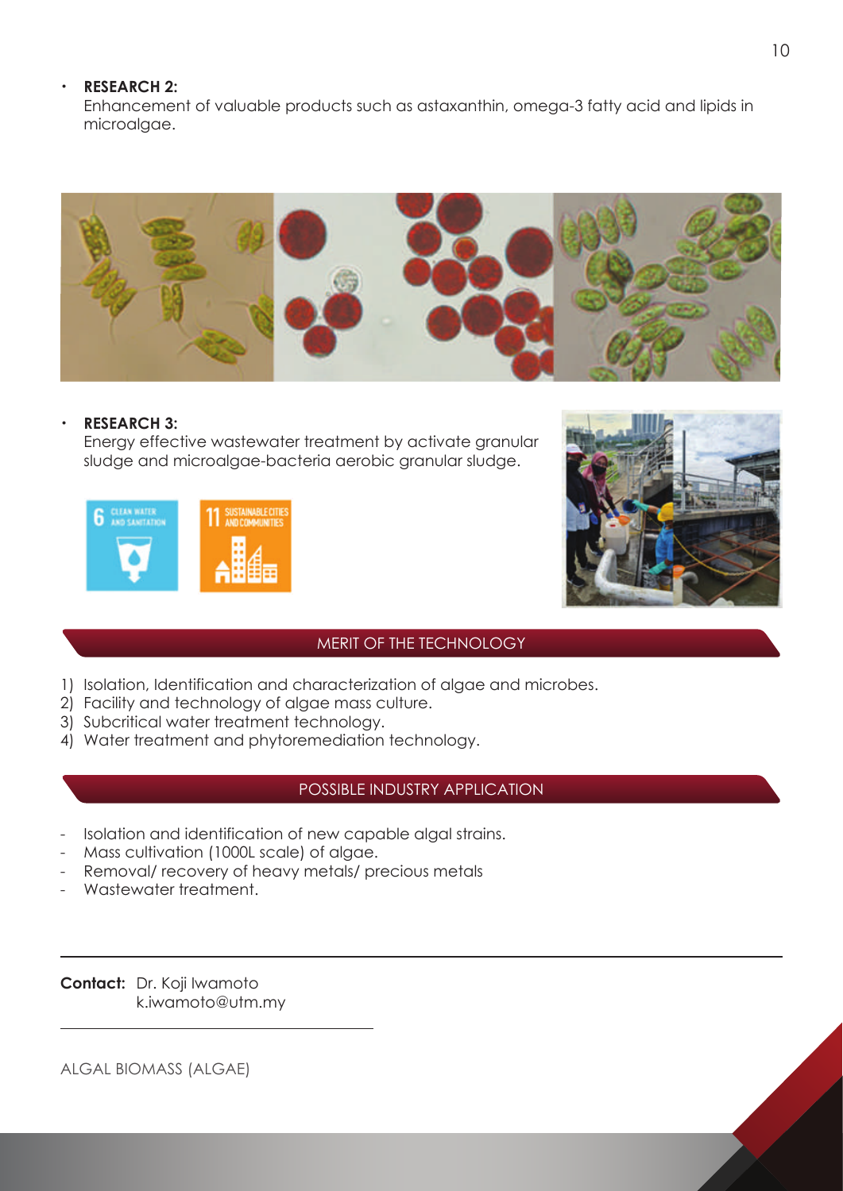- **RESEARCH 2:**
  Enhancement of valuable products such as astaxanthin, omega-3 fatty acid and lipids in microalgae.

- **RESEARCH 3:**
  Energy effective wastewater treatment by activate granular sludge and microalgae-bacteria aerobic granular sludge.

6 CLEAN WATER AND SANITATION

11 SUSTAINABLE CITIES AND COMMUNITIES

## MERIT OF THE TECHNOLOGY

1) Isolation, Identification and characterization of algae and microbes.
2) Facility and technology of algae mass culture.
3) Subcritical water treatment technology.
4) Water treatment and phytoremediation technology.

## POSSIBLE INDUSTRY APPLICATION

- Isolation and identification of new capable algal strains.
- Mass cultivation (1000L scale) of algae.
- Removal/ recovery of heavy metals/ precious metals
- Wastewater treatment.

**Contact:** Dr. Koji Iwamoto
k.iwamoto@utm.my

ALGAL BIOMASS (ALGAE)